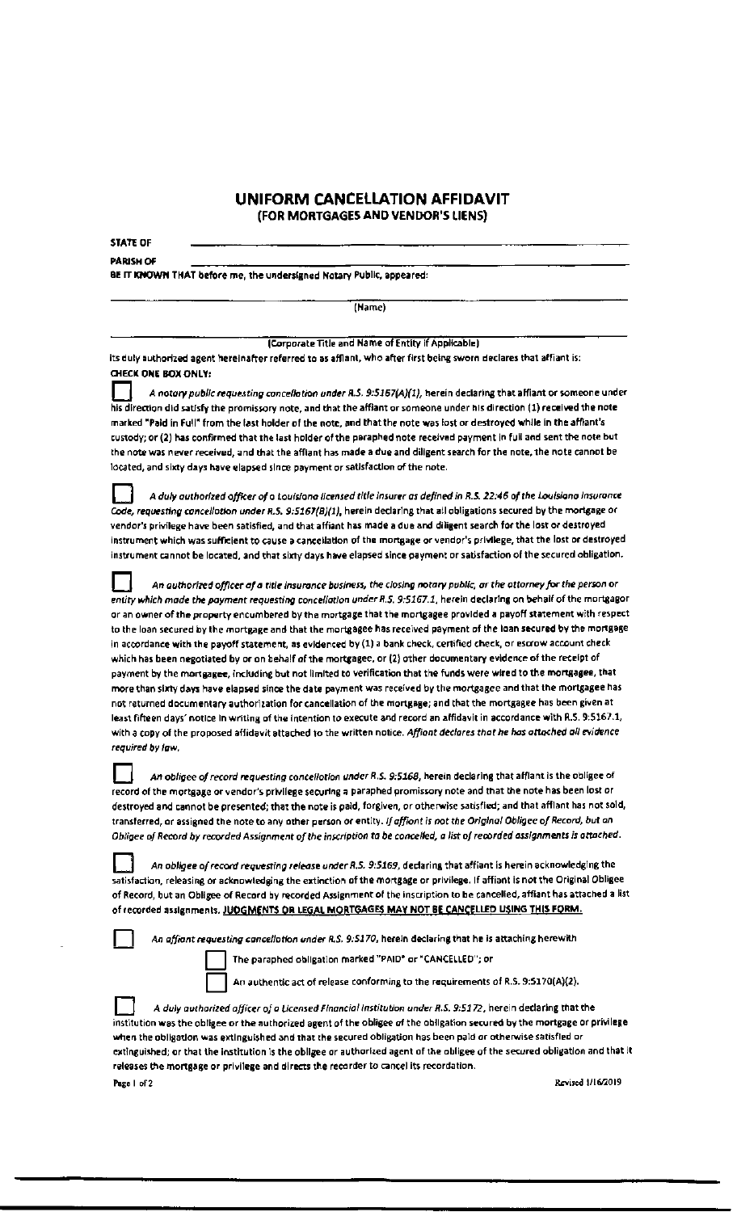# UNIFORM CANCELLATION AFFIDAVIT
## (FOR MORTGAGES AND VENDOR'S LIENS)

**STATE OF** \_\_\_\_\_\_\_\_\_\_\_\_\_\_\_\_\_\_\_\_\_\_\_\_\_\_\_\_\_\_\_\_\_\_\_\_\_\_\_\_

**PARISH OF** \_\_\_\_\_\_\_\_\_\_\_\_\_\_\_\_\_\_\_\_\_\_\_\_\_\_\_\_\_\_\_\_\_\_\_\_\_\_\_\_

**BE IT KNOWN THAT before me, the undersigned Notary Public, appeared:**

\_\_\_\_\_\_\_\_\_\_\_\_\_\_\_\_\_\_\_\_\_\_\_\_\_\_\_\_\_\_\_\_\_\_\_\_\_\_\_\_
(Name)

\_\_\_\_\_\_\_\_\_\_\_\_\_\_\_\_\_\_\_\_\_\_\_\_\_\_\_\_\_\_\_\_\_\_\_\_\_\_\_\_
(Corporate Title and Name of Entity if Applicable)

its duly authorized agent hereinafter referred to as affiant, who after first being sworn declares that affiant is:

**CHECK ONE BOX ONLY:**

☐ *A notary public requesting cancellation under R.S. 9:5167(A)(1),* herein declaring that affiant or someone under his direction did satisfy the promissory note, and that the affiant or someone under his direction (1) received the note marked "Paid in Full" from the last holder of the note, and that the note was lost or destroyed while in the affiant's custody; or (2) has confirmed that the last holder of the paraphed note received payment in full and sent the note but the note was never received, and that the affiant has made a due and diligent search for the note, the note cannot be located, and sixty days have elapsed since payment or satisfaction of the note.

☐ *A duly authorized officer of a Louisiana licensed title insurer as defined in R.S. 22:46 of the Louisiana Insurance Code, requesting cancellation under R.S. 9:5167(B)(1),* herein declaring that all obligations secured by the mortgage or vendor's privilege have been satisfied, and that affiant has made a due and diligent search for the lost or destroyed instrument which was sufficient to cause a cancellation of the mortgage or vendor's privilege, that the lost or destroyed instrument cannot be located, and that sixty days have elapsed since payment or satisfaction of the secured obligation.

☐ *An authorized officer of a title insurance business, the closing notary public, or the attorney for the person or entity which made the payment requesting cancellation under R.S. 9:5167.1,* herein declaring on behalf of the mortgagor or an owner of the property encumbered by the mortgage that the mortgagee provided a payoff statement with respect to the loan secured by the mortgage and that the mortgagee has received payment of the loan secured by the mortgage in accordance with the payoff statement, as evidenced by (1) a bank check, certified check, or escrow account check which has been negotiated by or on behalf of the mortgagee, or (2) other documentary evidence of the receipt of payment by the mortgagee, including but not limited to verification that the funds were wired to the mortgagee, that more than sixty days have elapsed since the date payment was received by the mortgagee and that the mortgagee has not returned documentary authorization for cancellation of the mortgage; and that the mortgagee has been given at least fifteen days' notice in writing of the intention to execute and record an affidavit in accordance with R.S. 9:5167.1, with a copy of the proposed affidavit attached to the written notice. *Affiant declares that he has attached all evidence required by law.*

☐ *An obligee of record requesting cancellation under R.S. 9:5168,* herein declaring that affiant is the obligee of record of the mortgage or vendor's privilege securing a paraphed promissory note and that the note has been lost or destroyed and cannot be presented; that the note is paid, forgiven, or otherwise satisfied; and that affiant has not sold, transferred, or assigned the note to any other person or entity. *If affiant is not the Original Obligee of Record, but an Obligee of Record by recorded Assignment of the inscription to be cancelled, a list of recorded assignments is attached.*

☐ *An obligee of record requesting release under R.S. 9:5169,* declaring that affiant is herein acknowledging the satisfaction, releasing or acknowledging the extinction of the mortgage or privilege. If affiant is not the Original Obligee of Record, but an Obligee of Record by recorded Assignment of the inscription to be cancelled, affiant has attached a list of recorded assignments. **JUDGMENTS OR LEGAL MORTGAGES MAY NOT BE CANCELLED USING THIS FORM.**

☐ *An affiant requesting cancellation under R.S. 9:5170,* herein declaring that he is attaching herewith

- ☐ The paraphed obligation marked "PAID" or "CANCELLED"; or
- ☐ An authentic act of release conforming to the requirements of R.S. 9:5170(A)(2).

☐ *A duly authorized officer of a Licensed Financial Institution under R.S. 9:5172,* herein declaring that the institution was the obligee or the authorized agent of the obligee of the obligation secured by the mortgage or privilege when the obligation was extinguished and that the secured obligation has been paid or otherwise satisfied or extinguished; or that the institution is the obligee or authorized agent of the obligee of the secured obligation and that it releases the mortgage or privilege and directs the recorder to cancel its recordation.

Revised 1/16/2019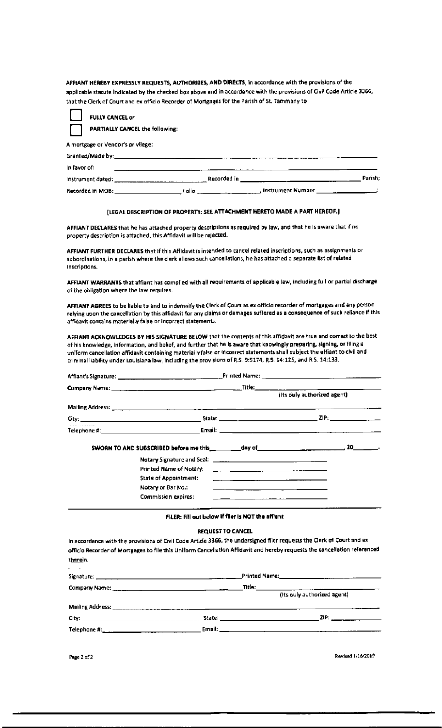**AFFIANT HEREBY EXPRESSLY REQUESTS, AUTHORIZES, AND DIRECTS**, in accordance with the provisions of the applicable statute indicated by the checked box above and in accordance with the provisions of Civil Code Article 3366, that the Clerk of Court and ex officio Recorder of Mortgages for the Parish of St. Tammany to

☐ **FULLY CANCEL** or

☐ **PARTIALLY CANCEL** the following:

A mortgage or Vendor's privilege:

Granted/Made by: ______________________________

In favor of: ______________________________

Instrument dated: ______________ Recorded in ______________ Parish;

Recorded in MOB: ______________ Folio ______________, Instrument Number ______________;

**[LEGAL DESCRIPTION OF PROPERTY: SEE ATTACHMENT HERETO MADE A PART HEREOF.]**

**AFFIANT DECLARES** that he has attached property descriptions as required by law, and that he is aware that if no property description is attached, this Affidavit will be rejected.

**AFFIANT FURTHER DECLARES** that if this Affidavit is intended to cancel related inscriptions, such as assignments or subordinations, in a parish where the clerk allows such cancellations, he has attached a separate list of related inscriptions.

**AFFIANT WARRANTS** that affiant has complied with all requirements of applicable law, including full or partial discharge of the obligation where the law requires.

**AFFIANT AGREES** to be liable to and to indemnify the Clerk of Court as ex officio recorder of mortgages and any person relying upon the cancellation by this affidavit for any claims or damages suffered as a consequence of such reliance if this affidavit contains materially false or incorrect statements.

**AFFIANT ACKNOWLEDGES BY HIS SIGNATURE BELOW** that the contents of this affidavit are true and correct to the best of his knowledge, information, and belief, and further that he is aware that knowingly preparing, signing, or filing a uniform cancellation affidavit containing materially false or incorrect statements shall subject the affiant to civil and criminal liability under Louisiana law, including the provisions of R.S. 9:5174, R.S. 14:125, and R.S. 14:133.

Affiant's Signature: ______________________ Printed Name: ______________________

Company Name: ______________________ Title: ______________________
(Its duly authorized agent)

Mailing Address: ______________________________

City: ______________ State: ______________ ZIP: ______________

Telephone #: ______________ Email: ______________

**SWORN TO AND SUBSCRIBED before me this\_\_\_\_\_\_day of\_\_\_\_\_\_\_\_\_\_\_\_, 20\_\_\_\_.**

Notary Signature and Seal: ______________________

Printed Name of Notary: ______________________

State of Appointment: ______________________

Notary or Bar No.: ______________________

Commission expires: ______________________

---

**FILER: Fill out below if filer is NOT the affiant**

**REQUEST TO CANCEL**

In accordance with the provisions of Civil Code Article 3366, the undersigned filer requests the Clerk of Court and ex officio Recorder of Mortgages to file this Uniform Cancellation Affidavit and hereby requests the cancellation referenced therein.

Signature: ______________________ Printed Name: ______________________

Company Name: ______________________ Title: ______________________
(Its duly authorized agent)

Mailing Address: ______________________________

City: ______________ State: ______________ ZIP: ______________

Telephone #: ______________ Email: ______________

Revised 1/16/2019